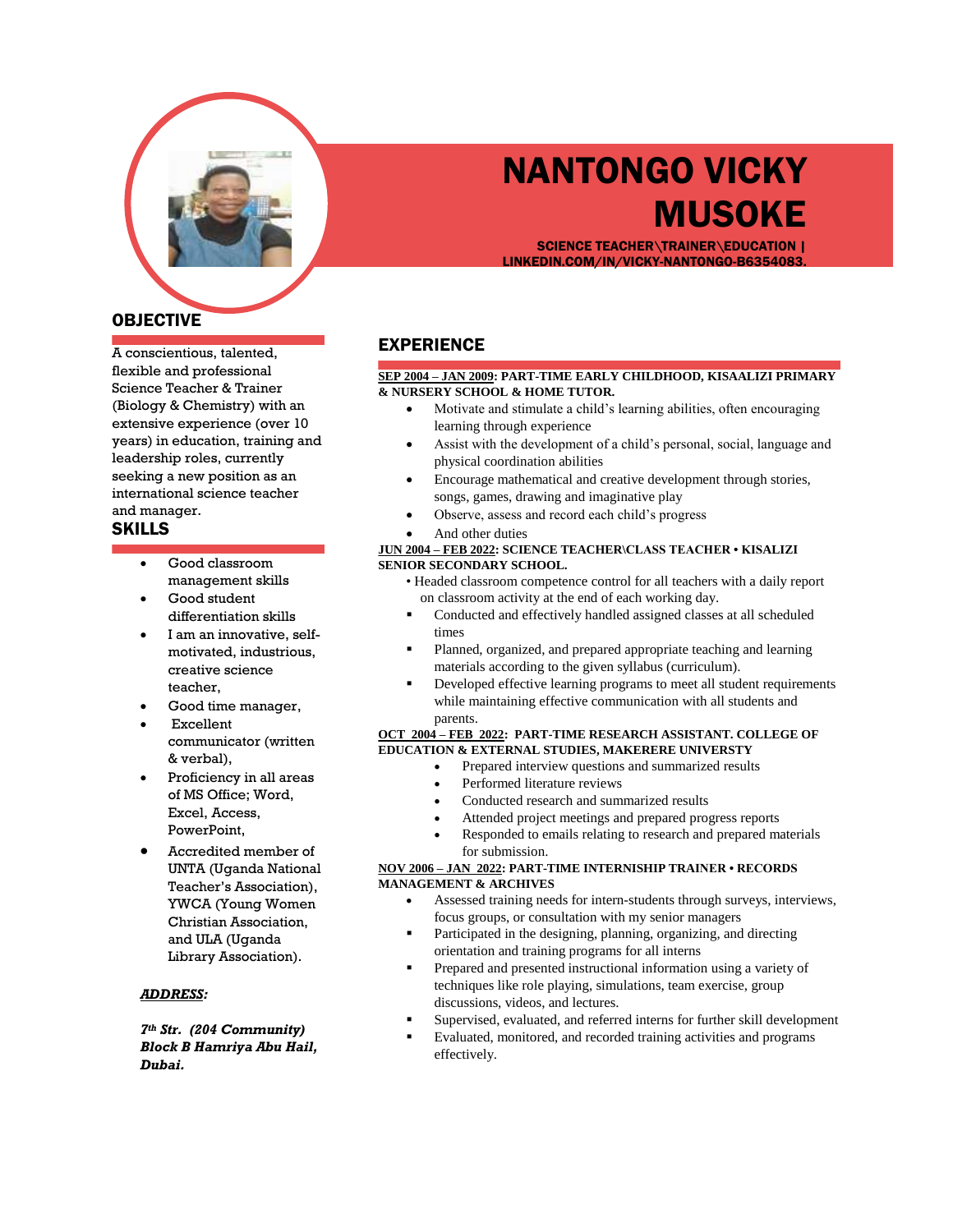# NANTONGO VICKY MUSOKE

**SCIENCE TEACHER\TRAINER\EDUCATION | LINKEDIN.COM/IN/VICKY-NANTONGO-B6354083.**

## OBJECTIVE

A conscientious, talented, flexible and professional Science Teacher & Trainer (Biology & Chemistry) with an extensive experience (over 10 years) in education, training and leadership roles, currently seeking a new position as an international science teacher and manager.

## SKILLS

- Good classroom management skills
- Good student differentiation skills
- I am an innovative, self-motivated, industrious, creative science teacher,
- Good time manager,
- Excellent communicator (written & verbal),
- Proficiency in all areas of MS Office; Word, Excel, Access, PowerPoint,
- Accredited member of UNTA (Uganda National Teacher's Association), YWCA (Young Women Christian Association, and ULA (Uganda Library Association).

***ADDRESS:***

***7th Str. (204 Community) Block B Hamriya Abu Hail, Dubai.***

## EXPERIENCE

**SEP 2004 – JAN 2009: PART-TIME EARLY CHILDHOOD, KISAALIZI PRIMARY & NURSERY SCHOOL & HOME TUTOR.**

- Motivate and stimulate a child's learning abilities, often encouraging learning through experience
- Assist with the development of a child's personal, social, language and physical coordination abilities
- Encourage mathematical and creative development through stories, songs, games, drawing and imaginative play
- Observe, assess and record each child's progress
- And other duties

**JUN 2004 – FEB 2022: SCIENCE TEACHER\CLASS TEACHER • KISALIZI SENIOR SECONDARY SCHOOL.**

- Headed classroom competence control for all teachers with a daily report on classroom activity at the end of each working day.
- Conducted and effectively handled assigned classes at all scheduled times
- Planned, organized, and prepared appropriate teaching and learning materials according to the given syllabus (curriculum).
- Developed effective learning programs to meet all student requirements while maintaining effective communication with all students and parents.

**OCT 2004 – FEB 2022: PART-TIME RESEARCH ASSISTANT. COLLEGE OF EDUCATION & EXTERNAL STUDIES, MAKERERE UNIVERSTY**

- Prepared interview questions and summarized results
- Performed literature reviews
- Conducted research and summarized results
- Attended project meetings and prepared progress reports
- Responded to emails relating to research and prepared materials for submission.

**NOV 2006 – JAN 2022: PART-TIME INTERNISHIP TRAINER • RECORDS MANAGEMENT & ARCHIVES**

- Assessed training needs for intern-students through surveys, interviews, focus groups, or consultation with my senior managers
- Participated in the designing, planning, organizing, and directing orientation and training programs for all interns
- Prepared and presented instructional information using a variety of techniques like role playing, simulations, team exercise, group discussions, videos, and lectures.
- Supervised, evaluated, and referred interns for further skill development
- Evaluated, monitored, and recorded training activities and programs effectively.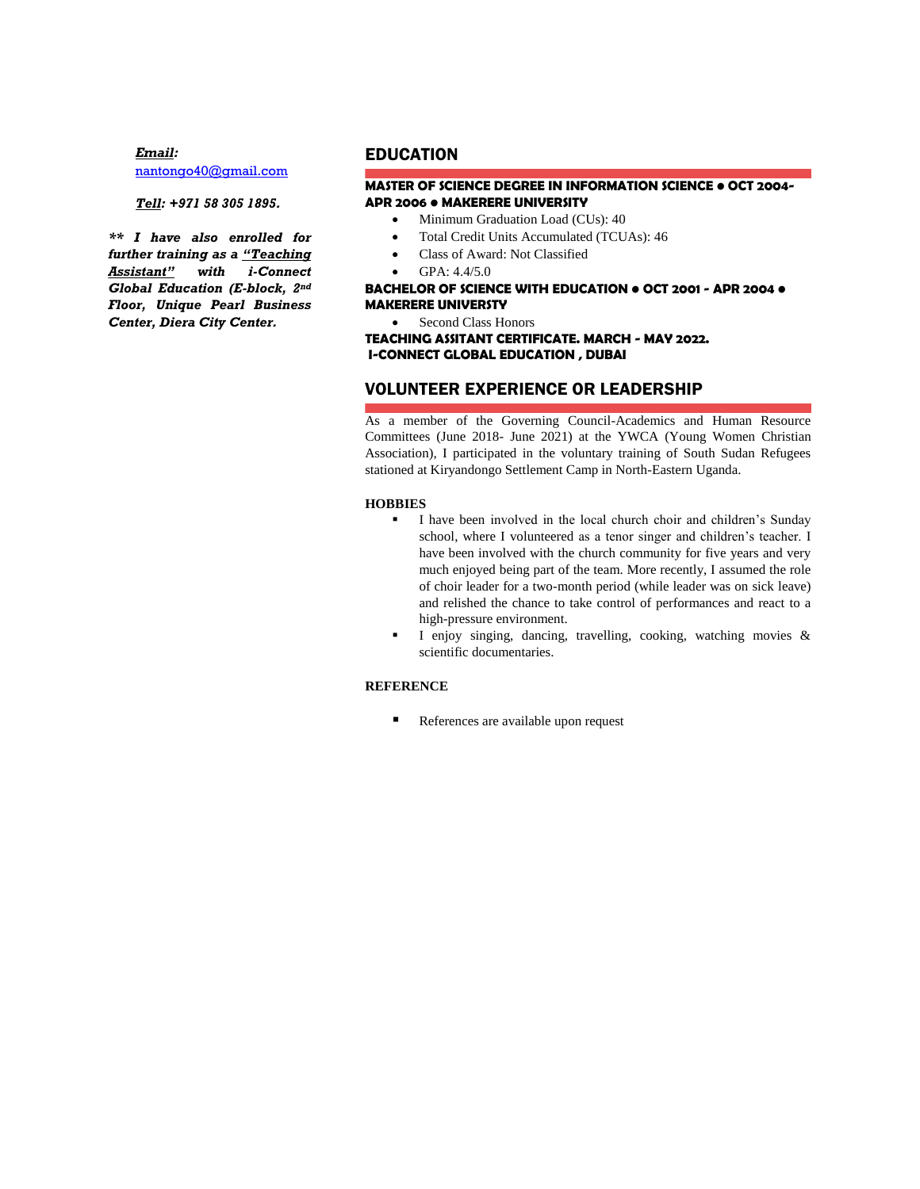***Email:***
nantongo40@gmail.com

***Tell: +971 58 305 1895.***

***** I have also enrolled for further training as a "Teaching Assistant" with i-Connect Global Education (E-block, 2nd Floor, Unique Pearl Business Center, Diera City Center.***

## EDUCATION

**MASTER OF SCIENCE DEGREE IN INFORMATION SCIENCE • OCT 2004-APR 2006 • MAKERERE UNIVERSITY**

- Minimum Graduation Load (CUs): 40
- Total Credit Units Accumulated (TCUAs): 46
- Class of Award: Not Classified
- GPA: 4.4/5.0

**BACHELOR OF SCIENCE WITH EDUCATION • OCT 2001 - APR 2004 • MAKERERE UNIVERSTY**

- Second Class Honors

**TEACHING ASSITANT CERTIFICATE. MARCH - MAY 2022.**
**I-CONNECT GLOBAL EDUCATION , DUBAI**

## VOLUNTEER EXPERIENCE OR LEADERSHIP

As a member of the Governing Council-Academics and Human Resource Committees (June 2018- June 2021) at the YWCA (Young Women Christian Association), I participated in the voluntary training of South Sudan Refugees stationed at Kiryandongo Settlement Camp in North-Eastern Uganda.

**HOBBIES**

- I have been involved in the local church choir and children's Sunday school, where I volunteered as a tenor singer and children's teacher. I have been involved with the church community for five years and very much enjoyed being part of the team. More recently, I assumed the role of choir leader for a two-month period (while leader was on sick leave) and relished the chance to take control of performances and react to a high-pressure environment.
- I enjoy singing, dancing, travelling, cooking, watching movies & scientific documentaries.

**REFERENCE**

- References are available upon request